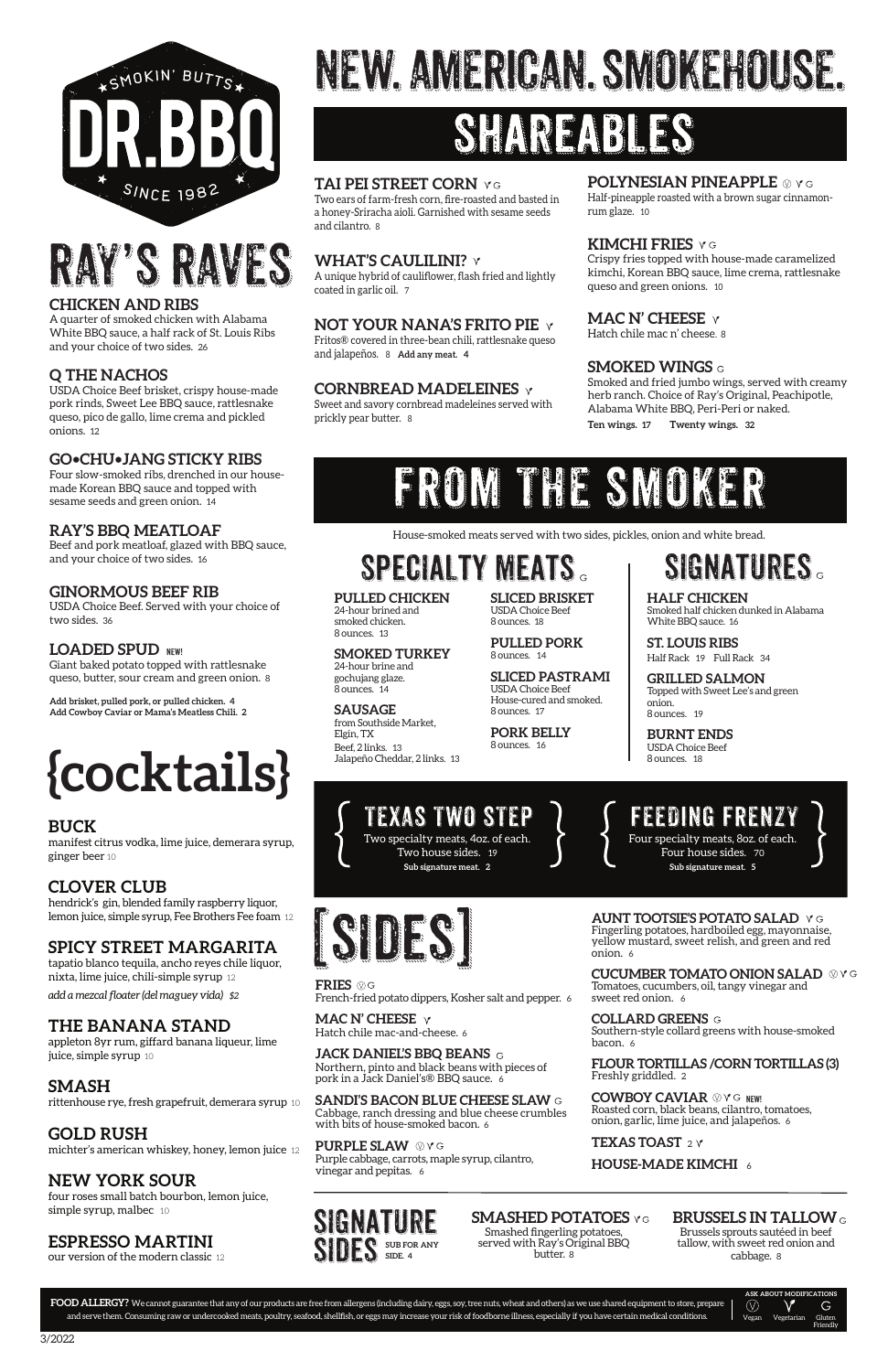# DR.BBQ

SMOKIN' BUTTS

SINCE 1982

# NEW. AMERICAN. SMOKEHOUSE.

## RAY'S RAVES

**CHICKEN AND RIBS**
A quarter of smoked chicken with Alabama White BBQ sauce, a half rack of St. Louis Ribs and your choice of two sides. 26

**Q THE NACHOS**
USDA Choice Beef brisket, crispy house-made pork rinds, Sweet Lee BBQ sauce, rattlesnake queso, pico de gallo, lime crema and pickled onions. 12

**GO•CHU•JANG STICKY RIBS**
Four slow-smoked ribs, drenched in our house-made Korean BBQ sauce and topped with sesame seeds and green onion. 14

**RAY'S BBQ MEATLOAF**
Beef and pork meatloaf, glazed with BBQ sauce, and your choice of two sides. 16

**GINORMOUS BEEF RIB**
USDA Choice Beef. Served with your choice of two sides. 36

**LOADED SPUD** NEW!
Giant baked potato topped with rattlesnake queso, butter, sour cream and green onion. 8

**Add brisket, pulled pork, or pulled chicken. 4**
**Add Cowboy Caviar or Mama's Meatless Chili. 2**

## {cocktails}

**BUCK**
manifest citrus vodka, lime juice, demerara syrup, ginger beer 10

**CLOVER CLUB**
hendrick's gin, blended family raspberry liquor, lemon juice, simple syrup, Fee Brothers Fee foam 12

**SPICY STREET MARGARITA**
tapatio blanco tequila, ancho reyes chile liquor, nixta, lime juice, chili-simple syrup 12
*add a mezcal floater (del maguey vida) $2*

**THE BANANA STAND**
appleton 8yr rum, giffard banana liqueur, lime juice, simple syrup 10

**SMASH**
rittenhouse rye, fresh grapefruit, demerara syrup 10

**GOLD RUSH**
michter's american whiskey, honey, lemon juice 12

**NEW YORK SOUR**
four roses small batch bourbon, lemon juice, simple syrup, malbec 10

**ESPRESSO MARTINI**
our version of the modern classic 12

## SHAREABLES

**TAI PEI STREET CORN** V G
Two ears of farm-fresh corn, fire-roasted and basted in a honey-Sriracha aioli. Garnished with sesame seeds and cilantro. 8

**WHAT'S CAULILINI?** V
A unique hybrid of cauliflower, flash fried and lightly coated in garlic oil. 7

**NOT YOUR NANA'S FRITO PIE** V
Fritos® covered in three-bean chili, rattlesnake queso and jalapeños. 8 **Add any meat. 4**

**CORNBREAD MADELEINES** V
Sweet and savory cornbread madeleines served with prickly pear butter. 8

**POLYNESIAN PINEAPPLE** (V) V G
Half-pineapple roasted with a brown sugar cinnamon-rum glaze. 10

**KIMCHI FRIES** V G
Crispy fries topped with house-made caramelized kimchi, Korean BBQ sauce, lime crema, rattlesnake queso and green onions. 10

**MAC N' CHEESE** V
Hatch chile mac n' cheese. 8

**SMOKED WINGS** G
Smoked and fried jumbo wings, served with creamy herb ranch. Choice of Ray's Original, Peachipotle, Alabama White BBQ, Peri-Peri or naked.
**Ten wings. 17 Twenty wings. 32**

## FROM THE SMOKER

House-smoked meats served with two sides, pickles, onion and white bread.

### SPECIALTY MEATS G

**PULLED CHICKEN**
24-hour brined and smoked chicken.
8 ounces. 13

**SMOKED TURKEY**
24-hour brine and gochujang glaze.
8 ounces. 14

**SAUSAGE**
from Southside Market, Elgin, TX
Beef, 2 links. 13
Jalapeño Cheddar, 2 links. 13

**SLICED BRISKET**
USDA Choice Beef
8 ounces. 18

**PULLED PORK**
8 ounces. 14

**SLICED PASTRAMI**
USDA Choice Beef
House-cured and smoked.
8 ounces. 17

**PORK BELLY**
8 ounces. 16

### SIGNATURES G

**HALF CHICKEN**
Smoked half chicken dunked in Alabama White BBQ sauce. 16

**ST. LOUIS RIBS**
Half Rack 19 Full Rack 34

**GRILLED SALMON**
Topped with Sweet Lee's and green onion.
8 ounces. 19

**BURNT ENDS**
USDA Choice Beef
8 ounces. 18

### TEXAS TWO STEP
Two specialty meats, 4oz. of each.
Two house sides. 19
**Sub signature meat. 2**

### FEEDING FRENZY
Four specialty meats, 8oz. of each.
Four house sides. 70
**Sub signature meat. 5**

## [SIDES]

**FRIES** (V) G
French-fried potato dippers, Kosher salt and pepper. 6

**MAC N' CHEESE** V
Hatch chile mac-and-cheese. 6

**JACK DANIEL'S BBQ BEANS** G
Northern, pinto and black beans with pieces of pork in a Jack Daniel's® BBQ sauce. 6

**SANDI'S BACON BLUE CHEESE SLAW** G
Cabbage, ranch dressing and blue cheese crumbles with bits of house-smoked bacon. 6

**PURPLE SLAW** (V) V G
Purple cabbage, carrots, maple syrup, cilantro, vinegar and pepitas. 6

**AUNT TOOTSIE'S POTATO SALAD** V G
Fingerling potatoes, hardboiled egg, mayonnaise, yellow mustard, sweet relish, and green and red onion. 6

**CUCUMBER TOMATO ONION SALAD** (V) V G
Tomatoes, cucumbers, oil, tangy vinegar and sweet red onion. 6

**COLLARD GREENS** G
Southern-style collard greens with house-smoked bacon. 6

**FLOUR TORTILLAS /CORN TORTILLAS (3)**
Freshly griddled. 2

**COWBOY CAVIAR** (V) V G NEW!
Roasted corn, black beans, cilantro, tomatoes, onion, garlic, lime juice, and jalapeños. 6

**TEXAS TOAST** 2 V

**HOUSE-MADE KIMCHI** 6

### SIGNATURE SIDES
SUB FOR ANY SIDE. 4

**SMASHED POTATOES** V G
Smashed fingerling potatoes, served with Ray's Original BBQ butter. 8

**BRUSSELS IN TALLOW** G
Brussels sprouts sautéed in beef tallow, with sweet red onion and cabbage. 8

**FOOD ALLERGY?** We cannot guarantee that any of our products are free from allergens (including dairy, eggs, soy, tree nuts, wheat and others) as we use shared equipment to store, prepare and serve them. Consuming raw or undercooked meats, poultry, seafood, shellfish, or eggs may increase your risk of foodborne illness, especially if you have certain medical conditions.

ASK ABOUT MODIFICATIONS
(V) Vegan V Vegetarian G Gluten Friendly

3/2022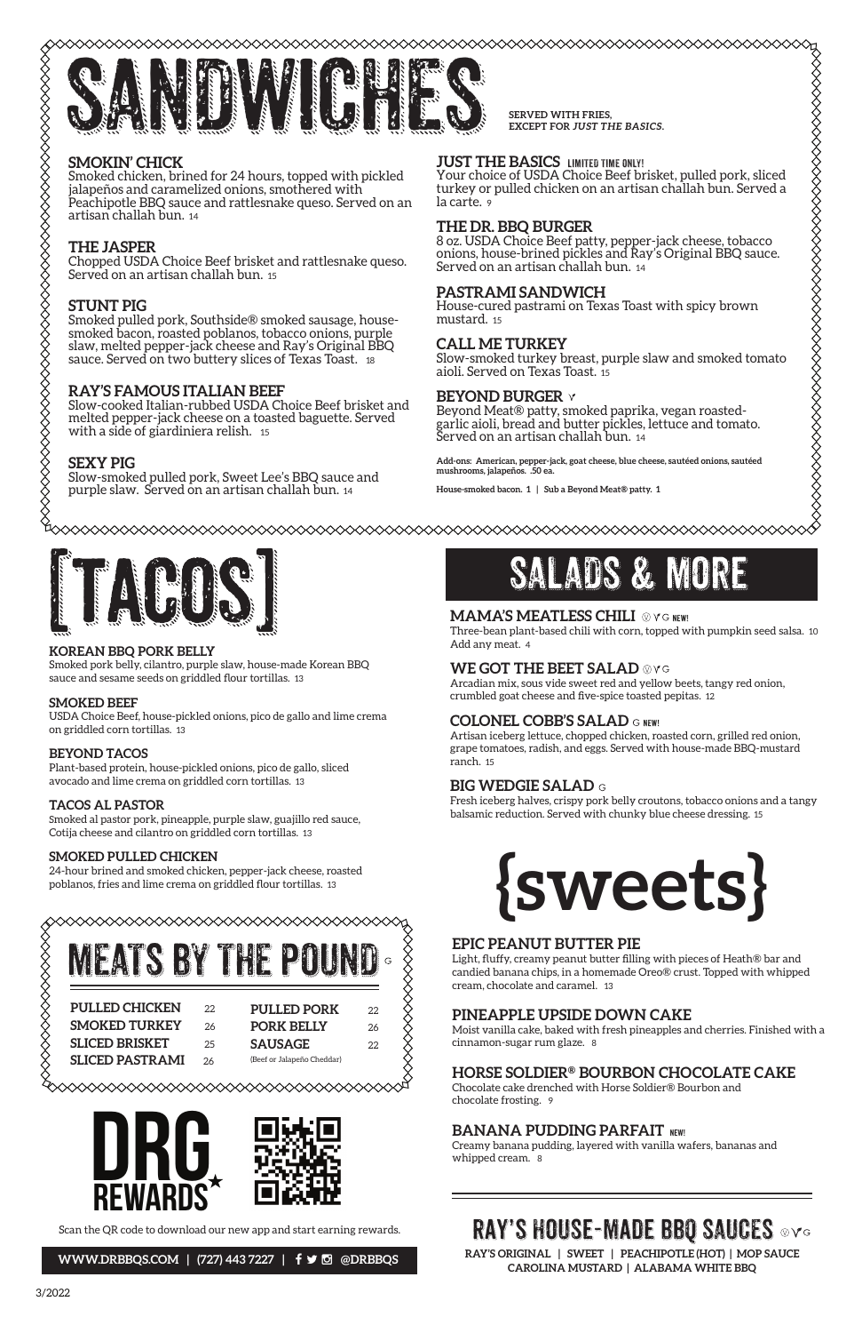# SANDWICHES

**SERVED WITH FRIES, EXCEPT FOR *JUST THE BASICS*.**

### SMOKIN' CHICK

Smoked chicken, brined for 24 hours, topped with pickled jalapeños and caramelized onions, smothered with Peachipotle BBQ sauce and rattlesnake queso. Served on an artisan challah bun. 14

### THE JASPER

Chopped USDA Choice Beef brisket and rattlesnake queso. Served on an artisan challah bun. 15

### STUNT PIG

Smoked pulled pork, Southside® smoked sausage, house-smoked bacon, roasted poblanos, tobacco onions, purple slaw, melted pepper-jack cheese and Ray's Original BBQ sauce. Served on two buttery slices of Texas Toast. 18

### RAY'S FAMOUS ITALIAN BEEF

Slow-cooked Italian-rubbed USDA Choice Beef brisket and melted pepper-jack cheese on a toasted baguette. Served with a side of giardiniera relish. 15

### SEXY PIG

Slow-smoked pulled pork, Sweet Lee's BBQ sauce and purple slaw. Served on an artisan challah bun. 14

### JUST THE BASICS LIMITED TIME ONLY!

Your choice of USDA Choice Beef brisket, pulled pork, sliced turkey or pulled chicken on an artisan challah bun. Served a la carte. 9

### THE DR. BBQ BURGER

8 oz. USDA Choice Beef patty, pepper-jack cheese, tobacco onions, house-brined pickles and Ray's Original BBQ sauce. Served on an artisan challah bun. 14

### PASTRAMI SANDWICH

House-cured pastrami on Texas Toast with spicy brown mustard. 15

### CALL ME TURKEY

Slow-smoked turkey breast, purple slaw and smoked tomato aioli. Served on Texas Toast. 15

### BEYOND BURGER V

Beyond Meat® patty, smoked paprika, vegan roasted-garlic aioli, bread and butter pickles, lettuce and tomato. Served on an artisan challah bun. 14

**Add-ons: American, pepper-jack, goat cheese, blue cheese, sautéed onions, sautéed mushrooms, jalapeños. .50 ea.**

**House-smoked bacon. 1 | Sub a Beyond Meat® patty. 1**

# [TACOS]

### KOREAN BBQ PORK BELLY

Smoked pork belly, cilantro, purple slaw, house-made Korean BBQ sauce and sesame seeds on griddled flour tortillas. 13

### SMOKED BEEF

USDA Choice Beef, house-pickled onions, pico de gallo and lime crema on griddled corn tortillas. 13

### BEYOND TACOS

Plant-based protein, house-pickled onions, pico de gallo, sliced avocado and lime crema on griddled corn tortillas. 13

### TACOS AL PASTOR

Smoked al pastor pork, pineapple, purple slaw, guajillo red sauce, Cotija cheese and cilantro on griddled corn tortillas. 13

### SMOKED PULLED CHICKEN

24-hour brined and smoked chicken, pepper-jack cheese, roasted poblanos, fries and lime crema on griddled flour tortillas. 13

# MEATS BY THE POUND G

| | | | |
|---|---|---|---|
| **PULLED CHICKEN** | 22 | **PULLED PORK** | 22 |
| **SMOKED TURKEY** | 26 | **PORK BELLY** | 26 |
| **SLICED BRISKET** | 25 | **SAUSAGE** (Beef or Jalapeño Cheddar) | 22 |
| **SLICED PASTRAMI** | 26 | | |

DRG REWARDS

Scan the QR code to download our new app and start earning rewards.

**WWW.DRBBQS.COM | (727) 443 7227 | @DRBBQS**

# SALADS & MORE

### MAMA'S MEATLESS CHILI V VG NEW!

Three-bean plant-based chili with corn, topped with pumpkin seed salsa. 10
Add any meat. 4

### WE GOT THE BEET SALAD V VG

Arcadian mix, sous vide sweet red and yellow beets, tangy red onion, crumbled goat cheese and five-spice toasted pepitas. 12

### COLONEL COBB'S SALAD G NEW!

Artisan iceberg lettuce, chopped chicken, roasted corn, grilled red onion, grape tomatoes, radish, and eggs. Served with house-made BBQ-mustard ranch. 15

### BIG WEDGIE SALAD G

Fresh iceberg halves, crispy pork belly croutons, tobacco onions and a tangy balsamic reduction. Served with chunky blue cheese dressing. 15

# {sweets}

### EPIC PEANUT BUTTER PIE

Light, fluffy, creamy peanut butter filling with pieces of Heath® bar and candied banana chips, in a homemade Oreo® crust. Topped with whipped cream, chocolate and caramel. 13

### PINEAPPLE UPSIDE DOWN CAKE

Moist vanilla cake, baked with fresh pineapples and cherries. Finished with a cinnamon-sugar rum glaze. 8

### HORSE SOLDIER® BOURBON CHOCOLATE CAKE

Chocolate cake drenched with Horse Soldier® Bourbon and chocolate frosting. 9

### BANANA PUDDING PARFAIT NEW!

Creamy banana pudding, layered with vanilla wafers, bananas and whipped cream. 8

# RAY'S HOUSE-MADE BBQ SAUCES V VG

**RAY'S ORIGINAL | SWEET | PEACHIPOTLE (HOT) | MOP SAUCE
CAROLINA MUSTARD | ALABAMA WHITE BBQ**

3/2022